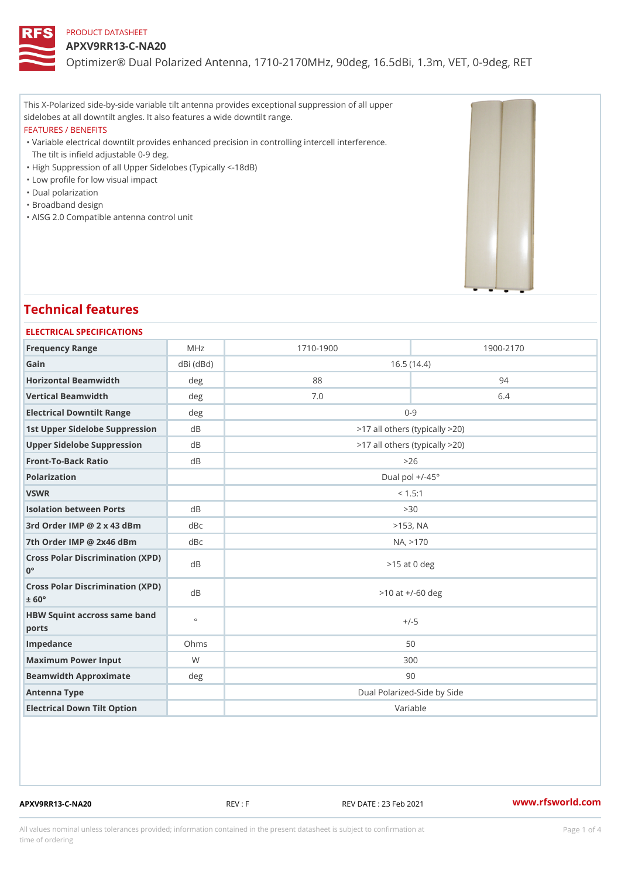PRODUCT DATASHEET

# APXV9RR13-C-NA20

Optimizer® Dual Polarized Antenna, 1710-2170MHz, 90deg, 16.5dBi, 1.3m, VET, 0-9deg, RET

This X-Polarized side-by-side variable tilt antenna provides exceptional suppression of all upper sidelobes at all downtilt angles. It also features a wide downtilt range.

FEATURES / BENEFITS

- Variable electrical downtilt provides enhanced precision in controlling intercell interference. The tilt is infield adjustable 0-9 deg.
- High Suppression of all Upper Sidelobes (Typically <-18dB)
- Low profile for low visual impact
- Dual polarization
- Broadband design
- AISG 2.0 Compatible antenna control unit

## Technical features

### ELECTRICAL SPECIFICATIONS

| Frequency Range | MHz | 1710-1900 | 1900-2170 |
|---|---|---|---|
| Gain | dBi (dBd) | 16.5 (14.4) | |
| Horizontal Beamwidth | deg | 88 | 94 |
| Vertical Beamwidth | deg | 7.0 | 6.4 |
| Electrical Downtilt Range | deg | 0-9 | |
| 1st Upper Sidelobe Suppression | dB | >17 all others (typically >20) | |
| Upper Sidelobe Suppression | dB | >17 all others (typically >20) | |
| Front-To-Back Ratio | dB | >26 | |
| Polarization | | Dual pol +/-45° | |
| VSWR | | < 1.5:1 | |
| Isolation between Ports | dB | >30 | |
| 3rd Order IMP @ 2 x 43 dBm | dBc | >153, NA | |
| 7th Order IMP @ 2x46 dBm | dBc | NA, >170 | |
| Cross Polar Discrimination (XPD) 0° | dB | >15 at 0 deg | |
| Cross Polar Discrimination (XPD) ± 60° | dB | >10 at +/-60 deg | |
| HBW Squint accross same band ports | ° | +/-5 | |
| Impedance | Ohms | 50 | |
| Maximum Power Input | W | 300 | |
| Beamwidth Approximate | deg | 90 | |
| Antenna Type | | Dual Polarized-Side by Side | |
| Electrical Down Tilt Option | | Variable | |

APXV9RR13-C-NA20 REV : F REV DATE : 23 Feb 2021 www.rfsworld.com

All values nominal unless tolerances provided; information contained in the present datasheet is subject to confirmation at time of ordering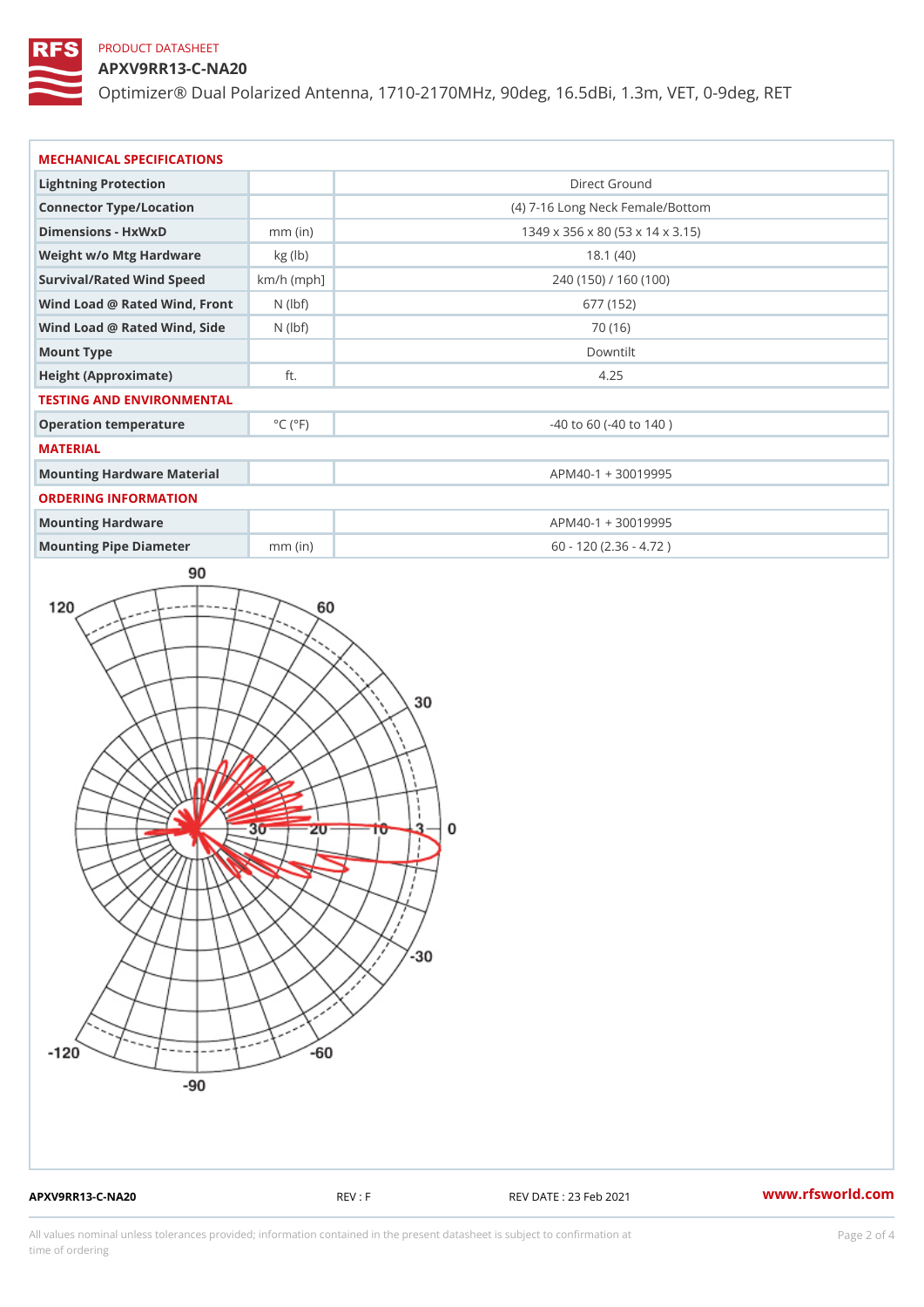PRODUCT DATASHEET

# APXV9RR13-C-NA20

Optimizer® Dual Polarized Antenna, 1710-2170MHz, 90deg, 16.5dBi, 1.3m, VET, 0-9deg, RET

## MECHANICAL SPECIFICATIONS

| | | |
|---|---|---|
| Lightning Protection | | Direct Ground |
| Connector Type/Location | | (4) 7-16 Long Neck Female/Bottom |
| Dimensions - HxWxD | mm (in) | 1349 x 356 x 80 (53 x 14 x 3.15) |
| Weight w/o Mtg Hardware | kg (lb) | 18.1 (40) |
| Survival/Rated Wind Speed | km/h (mph] | 240 (150) / 160 (100) |
| Wind Load @ Rated Wind, Front | N (lbf) | 677 (152) |
| Wind Load @ Rated Wind, Side | N (lbf) | 70 (16) |
| Mount Type | | Downtilt |
| Height (Approximate) | ft. | 4.25 |

## TESTING AND ENVIRONMENTAL

| | | |
|---|---|---|
| Operation temperature | °C (°F) | -40 to 60 (-40 to 140 ) |

## MATERIAL

| | | |
|---|---|---|
| Mounting Hardware Material | | APM40-1 + 30019995 |

## ORDERING INFORMATION

| | | |
|---|---|---|
| Mounting Hardware | | APM40-1 + 30019995 |
| Mounting Pipe Diameter | mm (in) | 60 - 120 (2.36 - 4.72 ) |

APXV9RR13-C-NA20 REV : F REV DATE : 23 Feb 2021 www.rfsworld.com

All values nominal unless tolerances provided; information contained in the present datasheet is subject to confirmation at time of ordering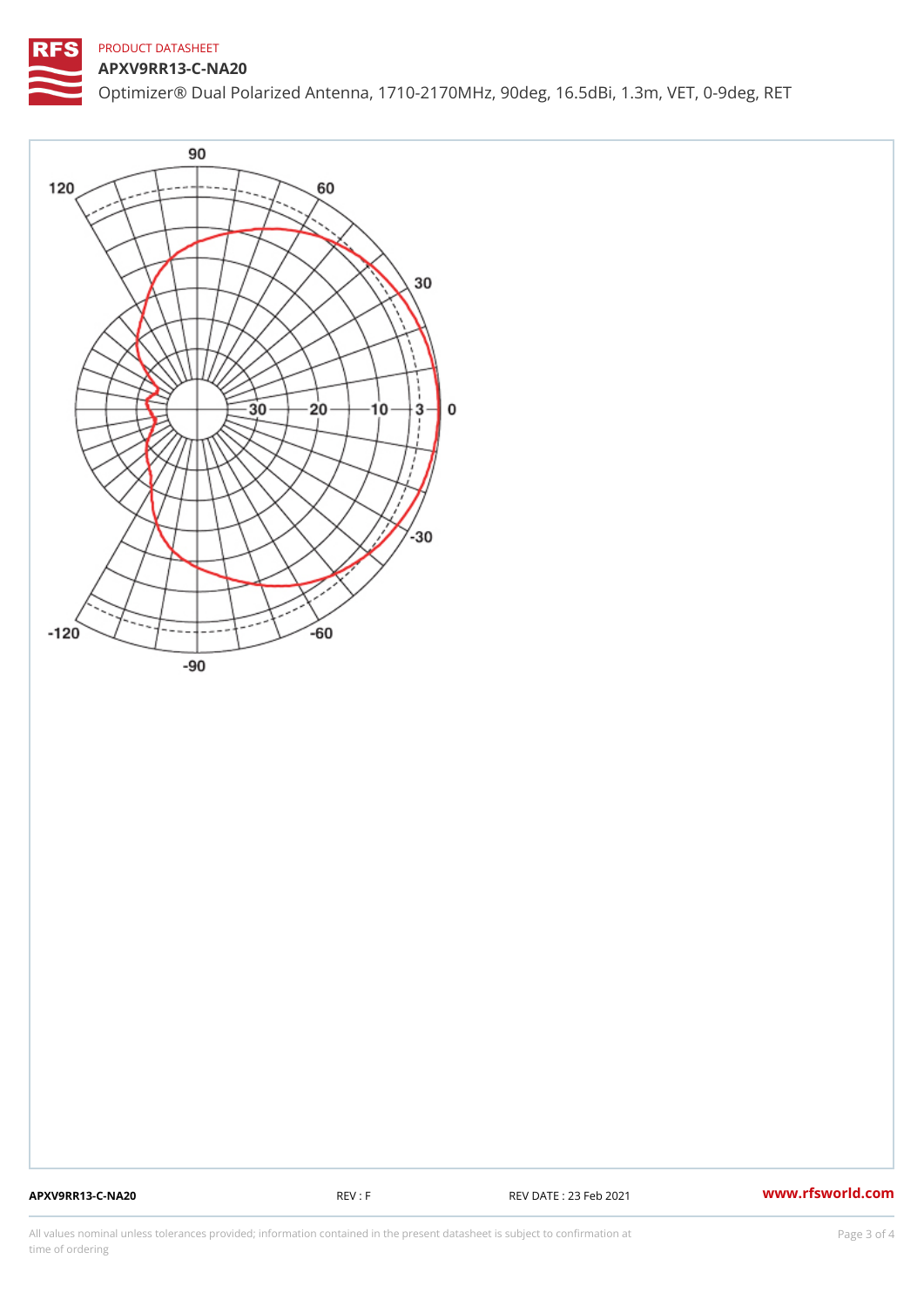PRODUCT DATASHEET

# APXV9RR13-C-NA20

Optimizer® Dual Polarized Antenna, 1710-2170MHz, 90deg, 16.5dBi, 1.3m, VET, 0-9deg, RET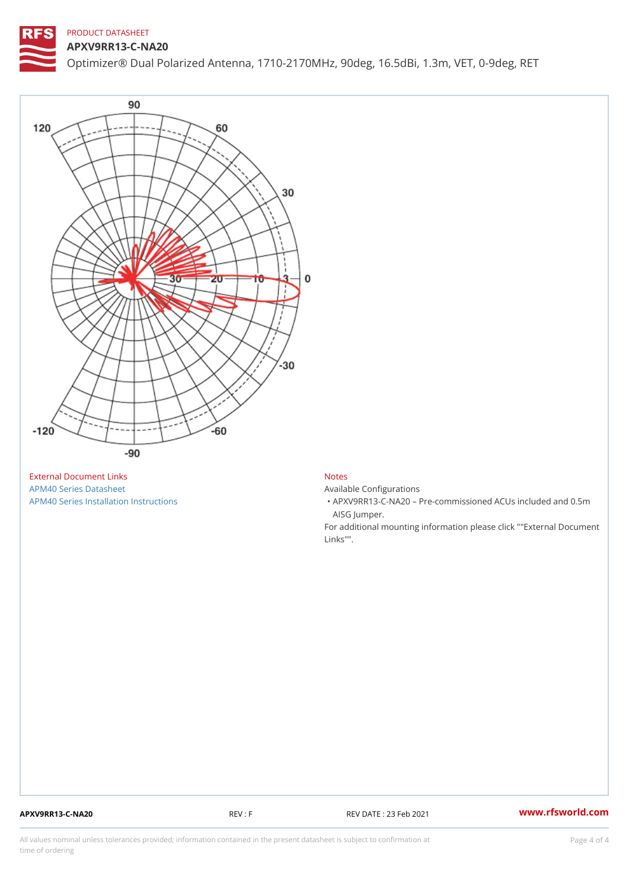PRODUCT DATASHEET

# APXV9RR13-C-NA20

Optimizer® Dual Polarized Antenna, 1710-2170MHz, 90deg, 16.5dBi, 1.3m, VET, 0-9deg, RET

90
120
60
30
0
-30
-60
-120
-90
30
20
10
3

## External Document Links

APM40 Series Datasheet

APM40 Series Installation Instructions

## Notes

Available Configurations

- APXV9RR13-C-NA20 – Pre-commissioned ACUs included and 0.5m AISG Jumper.

For additional mounting information please click ""External Document Links"".

APXV9RR13-C-NA20 REV : F REV DATE : 23 Feb 2021 www.rfsworld.com

All values nominal unless tolerances provided; information contained in the present datasheet is subject to confirmation at time of ordering